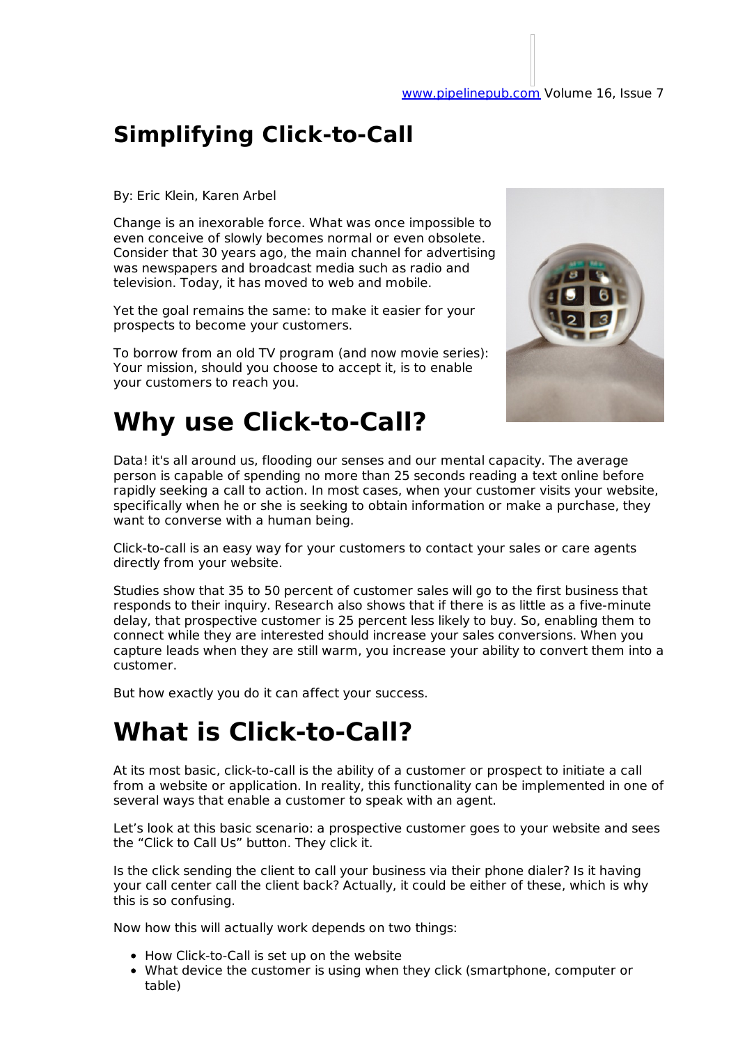# Simplifying Click-to-Call

By: Eric Klein, Karen Arbel

Change is an inexorable force. What was once impossible to even conceive of slowly becomes normal or even obsolete. Consider that 30 years ago, the main channel for advertising was newspapers and broadcast media such as radio and television. Today, it has moved to web and mobile.

Yet the goal remains the same: to make it easier for your prospects to become your customers.

To borrow from an old TV program (and now movie series): Your mission, should you choose to accept it, is to enable your customers to reach you.

## Why use Click-to-Call?

Data! it's all around us, flooding our senses and our mental capacity. The average person is capable of spending no more than 25 seconds reading a text online before rapidly seeking a call to action. In most cases, when your customer visits your website, specifically when he or she is seeking to obtain information or make a purchase, they want to converse with a human being.

Click-to-call is an easy way for your customers to contact your sales or care agents directly from your website.

Studies show that 35 to 50 percent of customer sales will go to the first business that responds to their inquiry. Research also shows that if there is as little as a five-minute delay, that prospective customer is 25 percent less likely to buy. So, enabling them to connect while they are interested should increase your sales conversions. When you capture leads when they are still warm, you increase your ability to convert them into a customer.

But how exactly you do it can affect your success.

## What is Click-to-Call?

At its most basic, click-to-call is the ability of a customer or prospect to initiate a call from a website or application. In reality, this functionality can be implemented in one of several ways that enable a customer to speak with an agent.

Let's look at this basic scenario: a prospective customer goes to your website and sees the "Click to Call Us" button. They click it.

Is the click sending the client to call your business via their phone dialer? Is it having your call center call the client back? Actually, it could be either of these, which is why this is so confusing.

Now how this will actually work depends on two things:

- How Click-to-Call is set up on the website
- What device the customer is using when they click (smartphone, computer or table)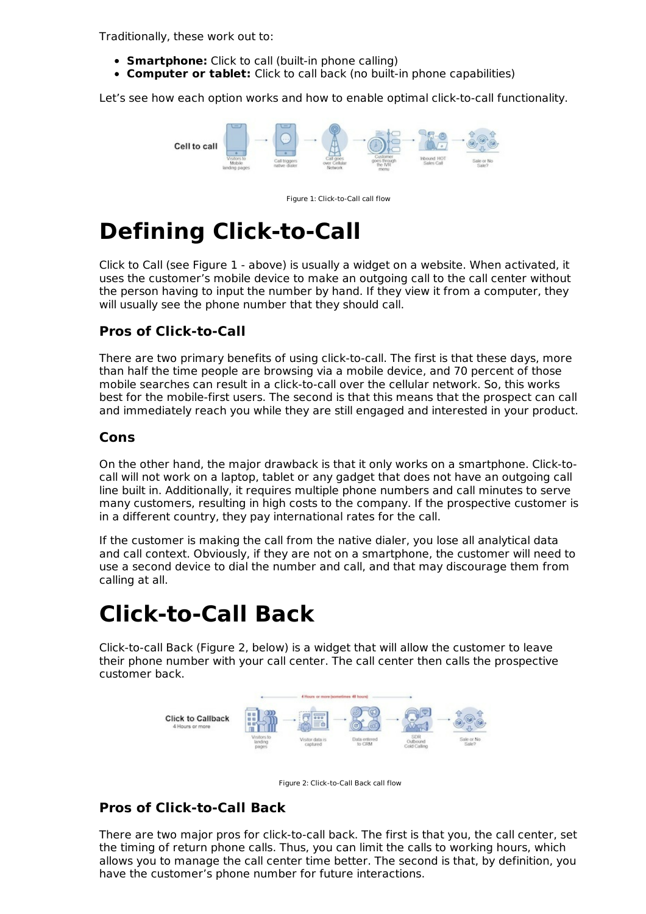Traditionally, these work out to:

- **Smartphone:** Click to call (built-in phone calling)
- **Computer or tablet:** Click to call back (no built-in phone capabilities)

Let's see how each option works and how to enable optimal click-to-call functionality.

Figure 1: Click-to-Call call flow

# Defining Click-to-Call

Click to Call (see Figure 1 - above) is usually a widget on a website. When activated, it uses the customer's mobile device to make an outgoing call to the call center without the person having to input the number by hand. If they view it from a computer, they will usually see the phone number that they should call.

### Pros of Click-to-Call

There are two primary benefits of using click-to-call. The first is that these days, more than half the time people are browsing via a mobile device, and 70 percent of those mobile searches can result in a click-to-call over the cellular network. So, this works best for the mobile-first users. The second is that this means that the prospect can call and immediately reach you while they are still engaged and interested in your product.

### Cons

On the other hand, the major drawback is that it only works on a smartphone. Click-to-call will not work on a laptop, tablet or any gadget that does not have an outgoing call line built in. Additionally, it requires multiple phone numbers and call minutes to serve many customers, resulting in high costs to the company. If the prospective customer is in a different country, they pay international rates for the call.

If the customer is making the call from the native dialer, you lose all analytical data and call context. Obviously, if they are not on a smartphone, the customer will need to use a second device to dial the number and call, and that may discourage them from calling at all.

# Click-to-Call Back

Click-to-call Back (Figure 2, below) is a widget that will allow the customer to leave their phone number with your call center. The call center then calls the prospective customer back.

Figure 2: Click-to-Call Back call flow

### Pros of Click-to-Call Back

There are two major pros for click-to-call back. The first is that you, the call center, set the timing of return phone calls. Thus, you can limit the calls to working hours, which allows you to manage the call center time better. The second is that, by definition, you have the customer's phone number for future interactions.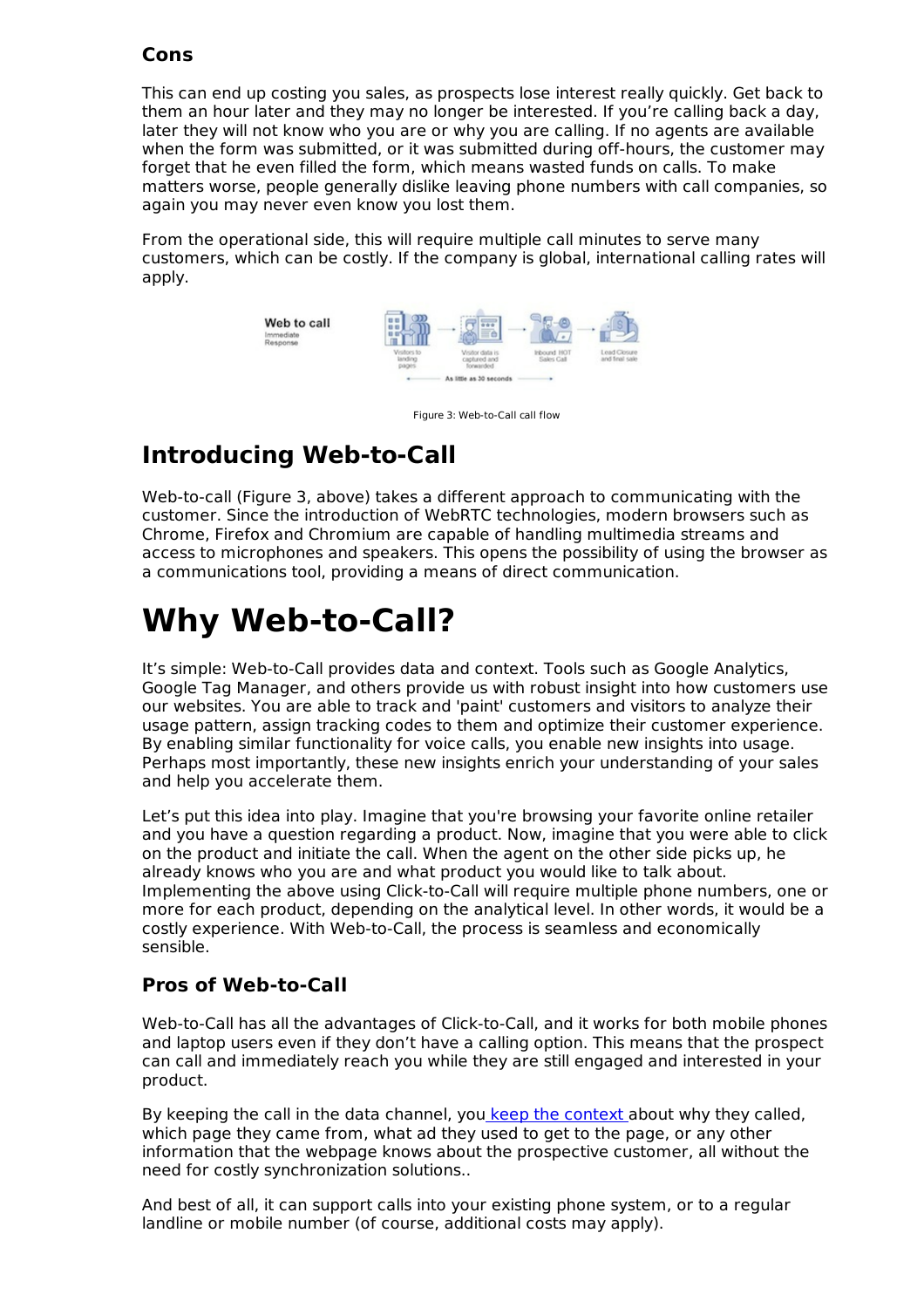### Cons

This can end up costing you sales, as prospects lose interest really quickly. Get back to them an hour later and they may no longer be interested. If you're calling back a day, later they will not know who you are or why you are calling. If no agents are available when the form was submitted, or it was submitted during off-hours, the customer may forget that he even filled the form, which means wasted funds on calls. To make matters worse, people generally dislike leaving phone numbers with call companies, so again you may never even know you lost them.

From the operational side, this will require multiple call minutes to serve many customers, which can be costly. If the company is global, international calling rates will apply.

Figure 3: Web-to-Call call flow

## Introducing Web-to-Call

Web-to-call (Figure 3, above) takes a different approach to communicating with the customer. Since the introduction of WebRTC technologies, modern browsers such as Chrome, Firefox and Chromium are capable of handling multimedia streams and access to microphones and speakers. This opens the possibility of using the browser as a communications tool, providing a means of direct communication.

# Why Web-to-Call?

It's simple: Web-to-Call provides data and context. Tools such as Google Analytics, Google Tag Manager, and others provide us with robust insight into how customers use our websites. You are able to track and 'paint' customers and visitors to analyze their usage pattern, assign tracking codes to them and optimize their customer experience. By enabling similar functionality for voice calls, you enable new insights into usage. Perhaps most importantly, these new insights enrich your understanding of your sales and help you accelerate them.

Let's put this idea into play. Imagine that you're browsing your favorite online retailer and you have a question regarding a product. Now, imagine that you were able to click on the product and initiate the call. When the agent on the other side picks up, he already knows who you are and what product you would like to talk about. Implementing the above using Click-to-Call will require multiple phone numbers, one or more for each product, depending on the analytical level. In other words, it would be a costly experience. With Web-to-Call, the process is seamless and economically sensible.

### Pros of Web-to-Call

Web-to-Call has all the advantages of Click-to-Call, and it works for both mobile phones and laptop users even if they don't have a calling option. This means that the prospect can call and immediately reach you while they are still engaged and interested in your product.

By keeping the call in the data channel, you keep the context about why they called, which page they came from, what ad they used to get to the page, or any other information that the webpage knows about the prospective customer, all without the need for costly synchronization solutions..

And best of all, it can support calls into your existing phone system, or to a regular landline or mobile number (of course, additional costs may apply).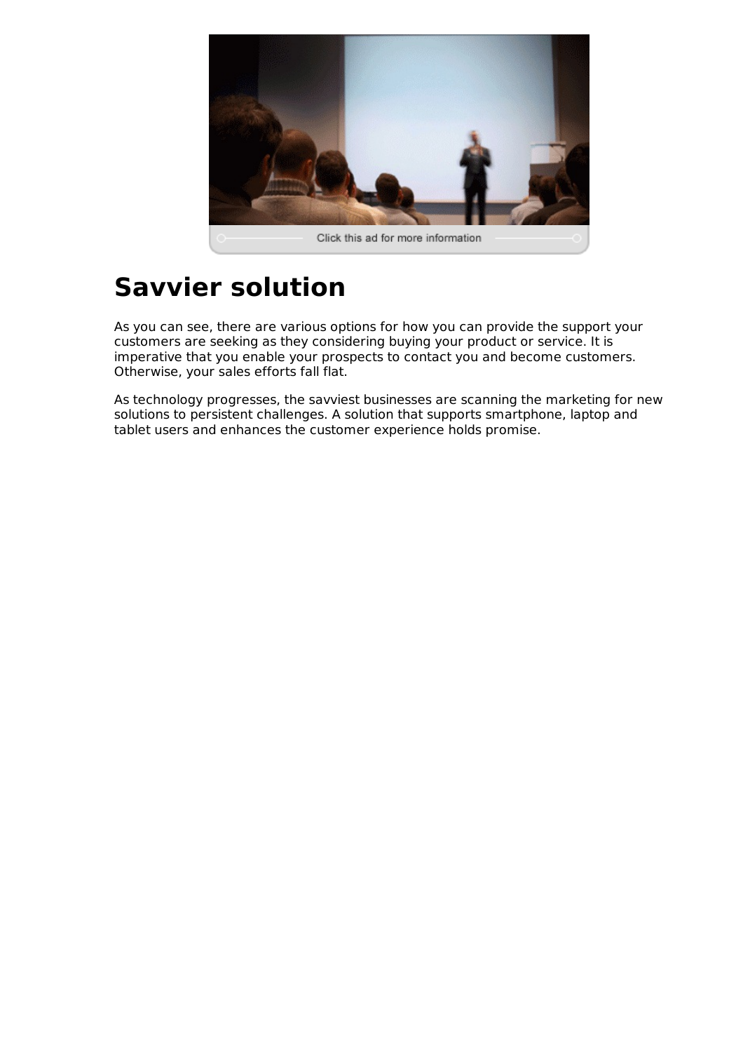# Savvier solution

As you can see, there are various options for how you can provide the support your customers are seeking as they considering buying your product or service. It is imperative that you enable your prospects to contact you and become customers. Otherwise, your sales efforts fall flat.

As technology progresses, the savviest businesses are scanning the marketing for new solutions to persistent challenges. A solution that supports smartphone, laptop and tablet users and enhances the customer experience holds promise.